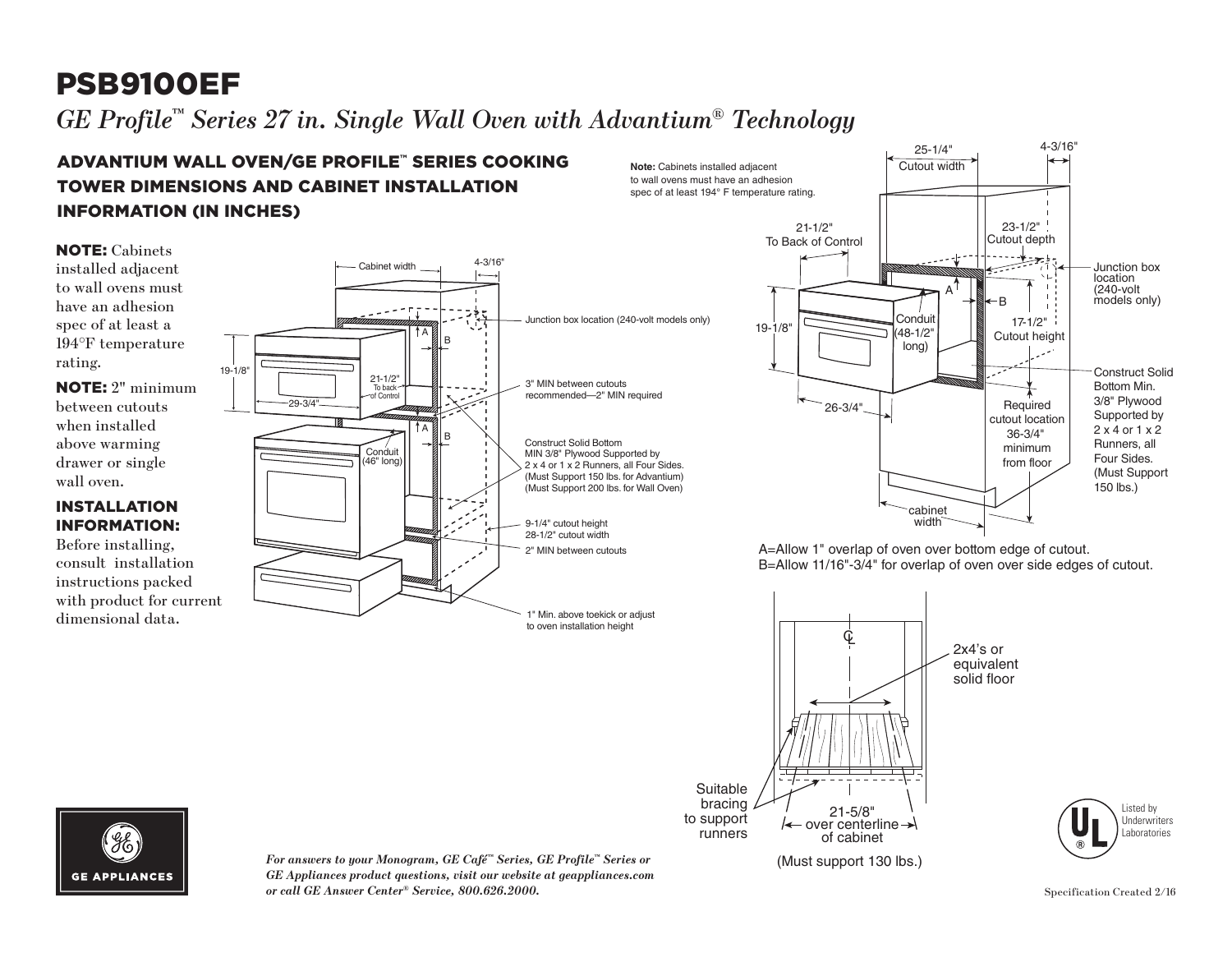# PSB9100EF

*GE Profile™ Series 27 in. Single Wall Oven with Advantium® Technology*

## ADVANTIUM WALL OVEN/GE PROFILE™ SERIES COOKING TOWER DIMENSIONS AND CABINET INSTALLATION INFORMATION (IN INCHES)

**NOTE:** Cabinets installed adjacent to wall ovens must have an adhesion spec of at least a 194°F temperature rating.

**NOTE:** 2" minimum between cutouts when installed above warming drawer or single wall oven.

**INSTALLATION INFORMATION:**
Before installing, consult installation instructions packed with product for current dimensional data.

Cabinet width
4-3/16"
Junction box location (240-volt models only)
19-1/8"
21-1/2" To back of Control
29-3/4"
3" MIN between cutouts recommended—2" MIN required
Conduit (46" long)
Construct Solid Bottom MIN 3/8" Plywood Supported by 2 x 4 or 1 x 2 Runners, all Four Sides. (Must Support 150 lbs. for Advantium) (Must Support 200 lbs. for Wall Oven)
9-1/4" cutout height
28-1/2" cutout width
2" MIN between cutouts
1" Min. above toekick or adjust to oven installation height

**Note:** Cabinets installed adjacent to wall ovens must have an adhesion spec of at least 194° F temperature rating.

25-1/4" Cutout width
4-3/16"
21-1/2" To Back of Control
23-1/2" Cutout depth
Junction box location (240-volt models only)
19-1/8"
Conduit (48-1/2" long)
17-1/2" Cutout height
Construct Solid Bottom Min. 3/8" Plywood Supported by 2 x 4 or 1 x 2 Runners, all Four Sides. (Must Support 150 lbs.)
26-3/4"
Required cutout location 36-3/4" minimum from floor
cabinet width

A=Allow 1" overlap of oven over bottom edge of cutout.
B=Allow 11/16"-3/4" for overlap of oven over side edges of cutout.

2x4's or equivalent solid floor
Suitable bracing to support runners
21-5/8" over centerline of cabinet
(Must support 130 lbs.)

Listed by Underwriters Laboratories

*For answers to your Monogram, GE Café™ Series, GE Profile™ Series or GE Appliances product questions, visit our website at geappliances.com or call GE Answer Center® Service, 800.626.2000.*

Specification Created 2/16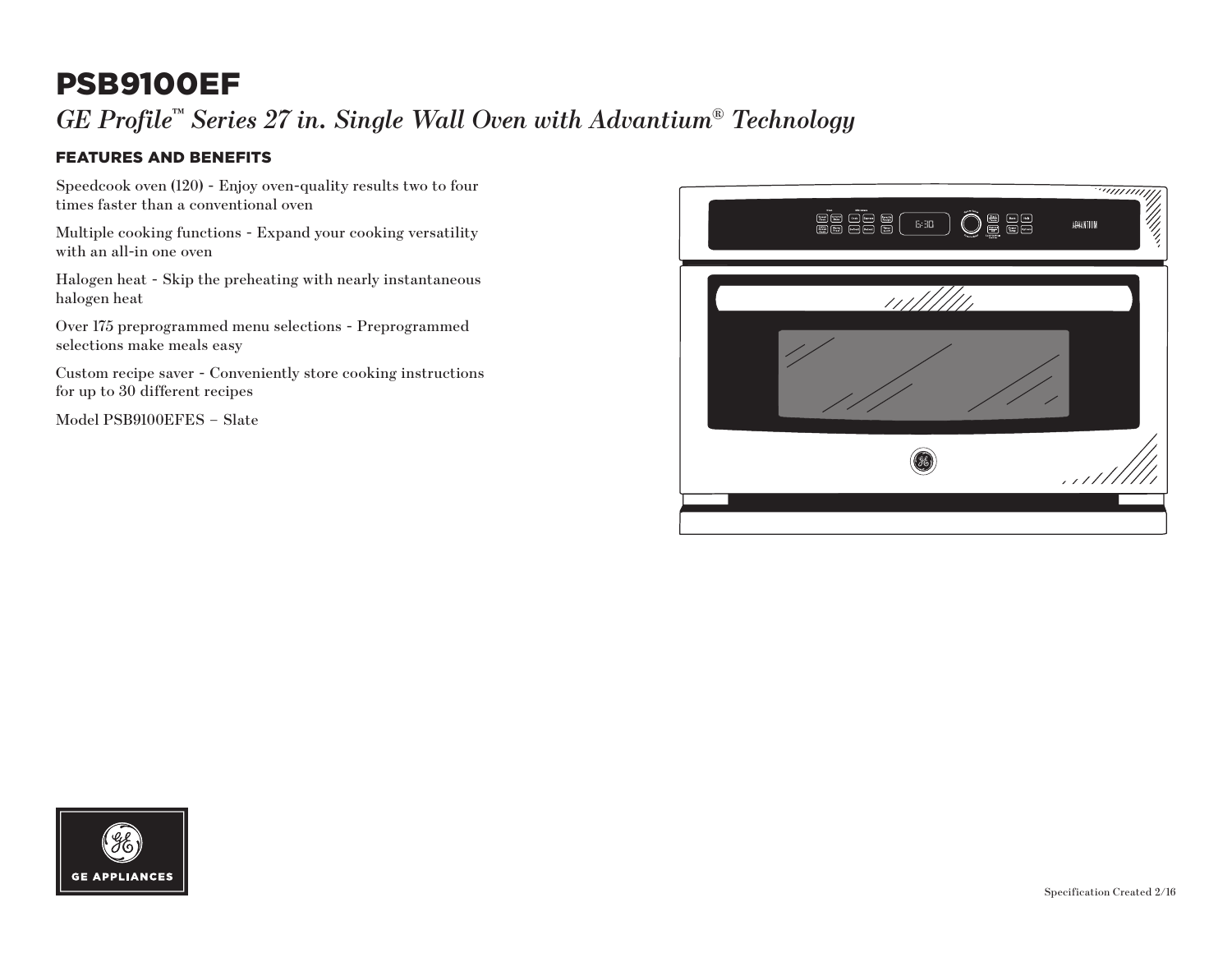# PSB9100EF

## *GE Profile™ Series 27 in. Single Wall Oven with Advantium® Technology*

### FEATURES AND BENEFITS

Speedcook oven (120) - Enjoy oven-quality results two to four times faster than a conventional oven

Multiple cooking functions - Expand your cooking versatility with an all-in one oven

Halogen heat - Skip the preheating with nearly instantaneous halogen heat

Over 175 preprogrammed menu selections - Preprogrammed selections make meals easy

Custom recipe saver - Conveniently store cooking instructions for up to 30 different recipes

Model PSB9100EFES – Slate

GE APPLIANCES

Specification Created 2/16